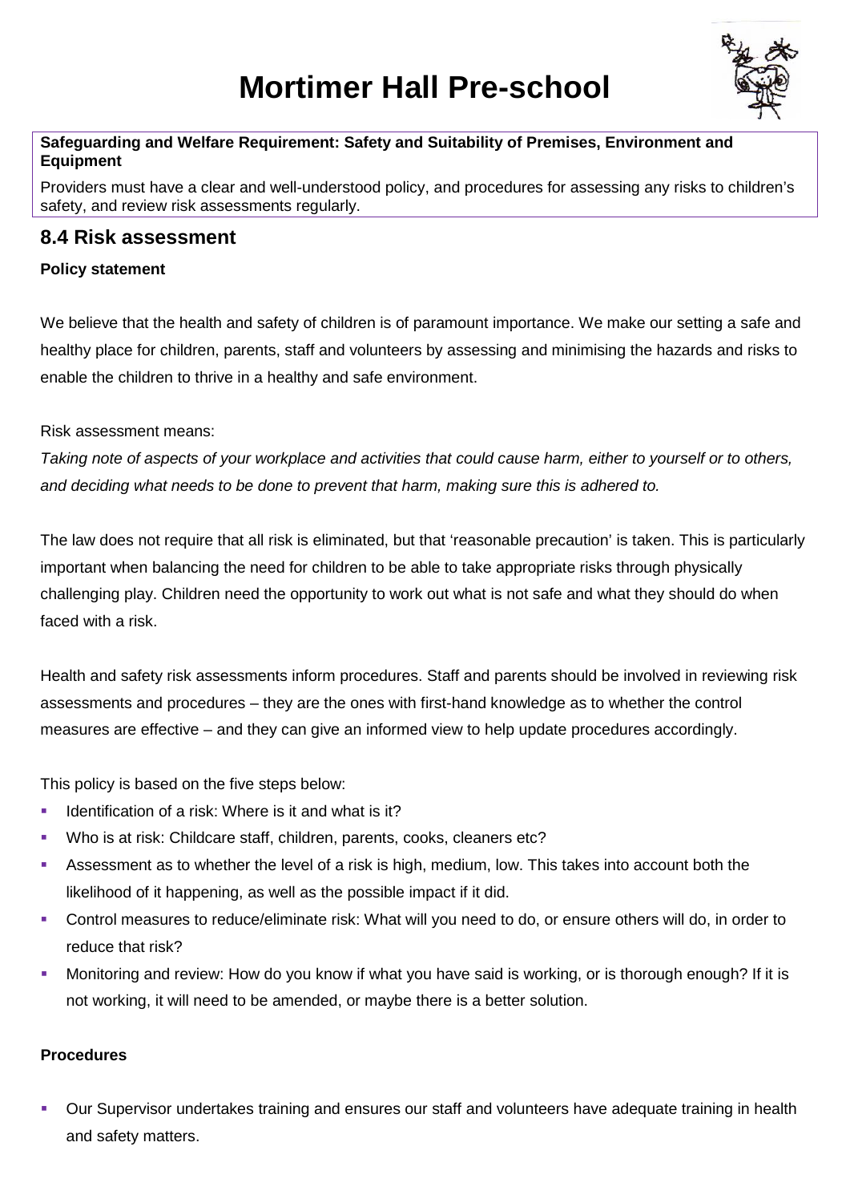# Mortimer Hall Pre-school

**Safeguarding and Welfare Requirement: Safety and Suitability of Premises, Environment and Equipment**

Providers must have a clear and well-understood policy, and procedures for assessing any risks to children's safety, and review risk assessments regularly.

## 8.4 Risk assessment

**Policy statement**

We believe that the health and safety of children is of paramount importance. We make our setting a safe and healthy place for children, parents, staff and volunteers by assessing and minimising the hazards and risks to enable the children to thrive in a healthy and safe environment.

Risk assessment means:

*Taking note of aspects of your workplace and activities that could cause harm, either to yourself or to others, and deciding what needs to be done to prevent that harm, making sure this is adhered to.*

The law does not require that all risk is eliminated, but that 'reasonable precaution' is taken. This is particularly important when balancing the need for children to be able to take appropriate risks through physically challenging play. Children need the opportunity to work out what is not safe and what they should do when faced with a risk.

Health and safety risk assessments inform procedures. Staff and parents should be involved in reviewing risk assessments and procedures – they are the ones with first-hand knowledge as to whether the control measures are effective – and they can give an informed view to help update procedures accordingly.

This policy is based on the five steps below:

- Identification of a risk: Where is it and what is it?
- Who is at risk: Childcare staff, children, parents, cooks, cleaners etc?
- Assessment as to whether the level of a risk is high, medium, low. This takes into account both the likelihood of it happening, as well as the possible impact if it did.
- Control measures to reduce/eliminate risk: What will you need to do, or ensure others will do, in order to reduce that risk?
- Monitoring and review: How do you know if what you have said is working, or is thorough enough? If it is not working, it will need to be amended, or maybe there is a better solution.

**Procedures**

- Our Supervisor undertakes training and ensures our staff and volunteers have adequate training in health and safety matters.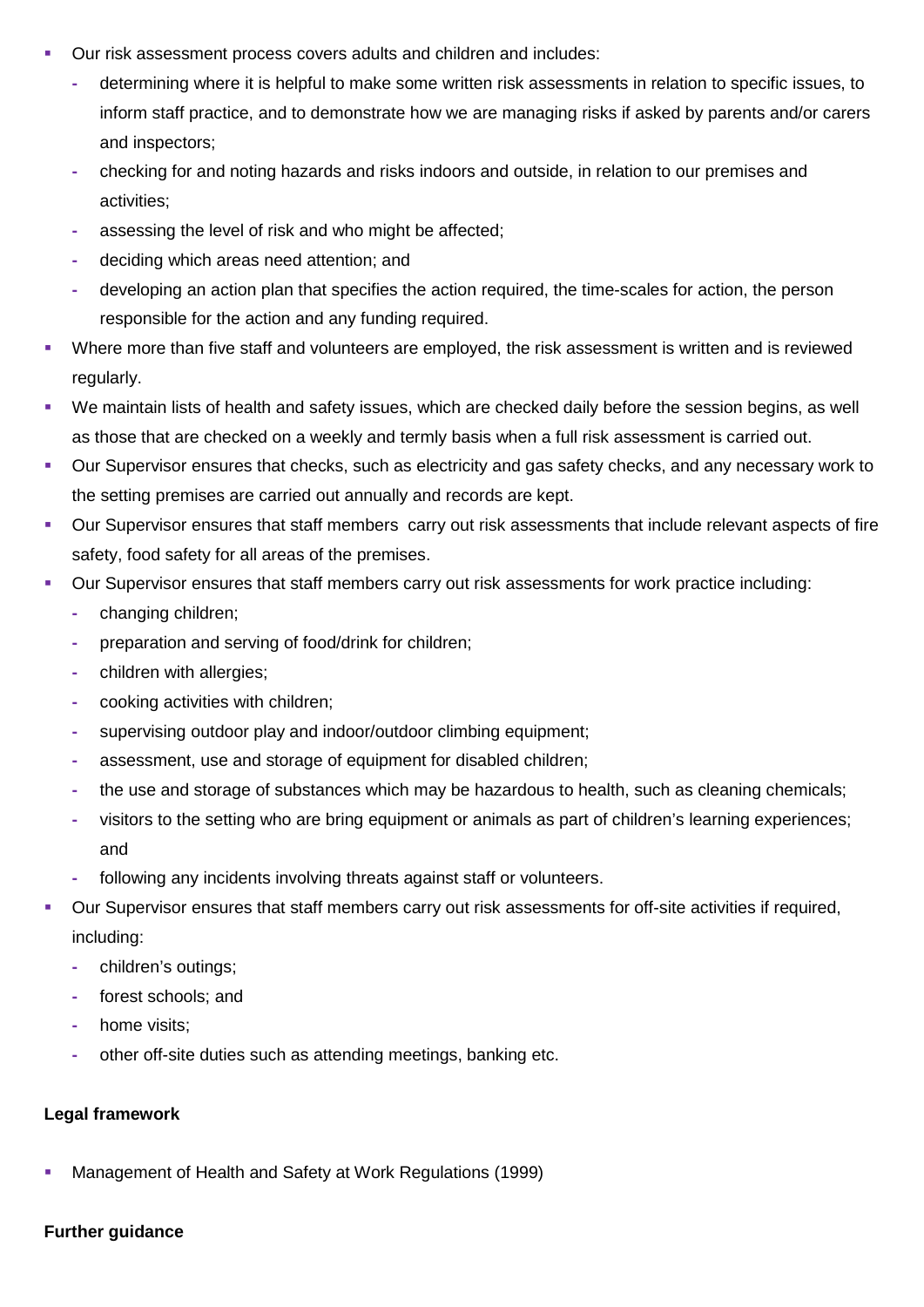- Our risk assessment process covers adults and children and includes:
  - determining where it is helpful to make some written risk assessments in relation to specific issues, to inform staff practice, and to demonstrate how we are managing risks if asked by parents and/or carers and inspectors;
  - checking for and noting hazards and risks indoors and outside, in relation to our premises and activities;
  - assessing the level of risk and who might be affected;
  - deciding which areas need attention; and
  - developing an action plan that specifies the action required, the time-scales for action, the person responsible for the action and any funding required.
- Where more than five staff and volunteers are employed, the risk assessment is written and is reviewed regularly.
- We maintain lists of health and safety issues, which are checked daily before the session begins, as well as those that are checked on a weekly and termly basis when a full risk assessment is carried out.
- Our Supervisor ensures that checks, such as electricity and gas safety checks, and any necessary work to the setting premises are carried out annually and records are kept.
- Our Supervisor ensures that staff members carry out risk assessments that include relevant aspects of fire safety, food safety for all areas of the premises.
- Our Supervisor ensures that staff members carry out risk assessments for work practice including:
  - changing children;
  - preparation and serving of food/drink for children;
  - children with allergies;
  - cooking activities with children;
  - supervising outdoor play and indoor/outdoor climbing equipment;
  - assessment, use and storage of equipment for disabled children;
  - the use and storage of substances which may be hazardous to health, such as cleaning chemicals;
  - visitors to the setting who are bring equipment or animals as part of children's learning experiences; and
  - following any incidents involving threats against staff or volunteers.
- Our Supervisor ensures that staff members carry out risk assessments for off-site activities if required, including:
  - children's outings;
  - forest schools; and
  - home visits;
  - other off-site duties such as attending meetings, banking etc.

**Legal framework**

- Management of Health and Safety at Work Regulations (1999)

**Further guidance**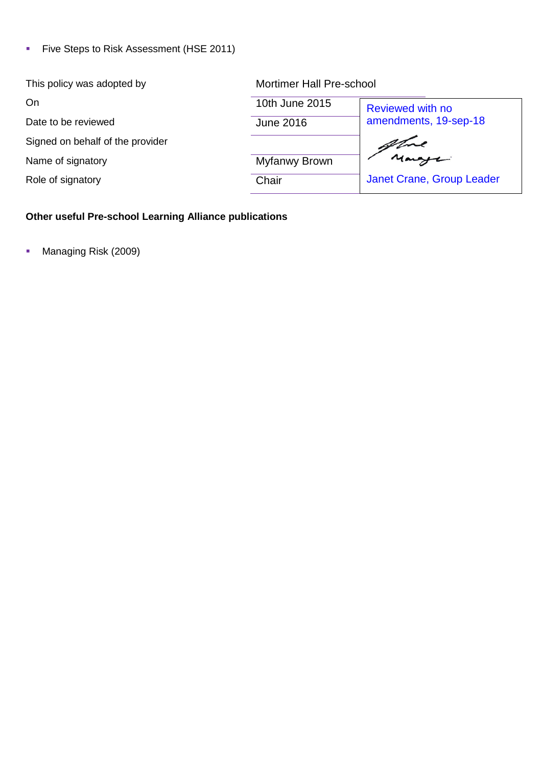- Five Steps to Risk Assessment (HSE 2011)

| | | |
|---|---|---|
| This policy was adopted by | Mortimer Hall Pre-school | |
| On | 10th June 2015 | Reviewed with no amendments, 19-sep-18 |
| Date to be reviewed | June 2016 | |
| Signed on behalf of the provider | | |
| Name of signatory | Myfanwy Brown | |
| Role of signatory | Chair | Janet Crane, Group Leader |

**Other useful Pre-school Learning Alliance publications**

- Managing Risk (2009)